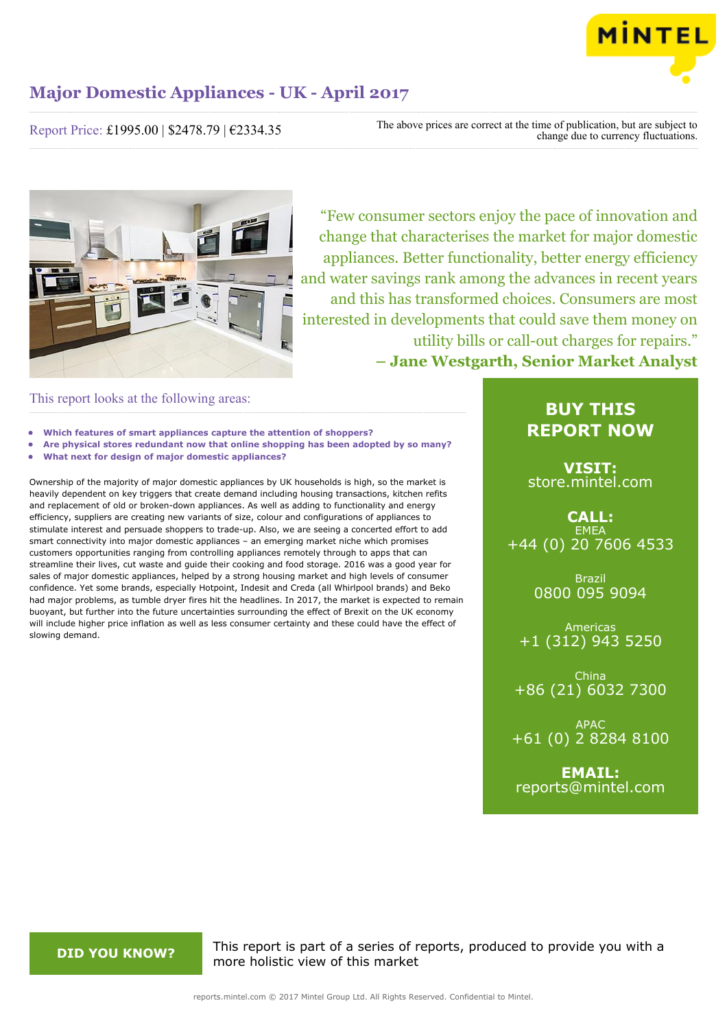# Major Domestic Appliances - UK - April 2017

Report Price: £1995.00 | $2478.79 | €2334.35

The above prices are correct at the time of publication, but are subject to change due to currency fluctuations.

> "Few consumer sectors enjoy the pace of innovation and change that characterises the market for major domestic appliances. Better functionality, better energy efficiency and water savings rank among the advances in recent years and this has transformed choices. Consumers are most interested in developments that could save them money on utility bills or call-out charges for repairs."
> **– Jane Westgarth, Senior Market Analyst**

## This report looks at the following areas:

- **Which features of smart appliances capture the attention of shoppers?**
- **Are physical stores redundant now that online shopping has been adopted by so many?**
- **What next for design of major domestic appliances?**

Ownership of the majority of major domestic appliances by UK households is high, so the market is heavily dependent on key triggers that create demand including housing transactions, kitchen refits and replacement of old or broken-down appliances. As well as adding to functionality and energy efficiency, suppliers are creating new variants of size, colour and configurations of appliances to stimulate interest and persuade shoppers to trade-up. Also, we are seeing a concerted effort to add smart connectivity into major domestic appliances – an emerging market niche which promises customers opportunities ranging from controlling appliances remotely through to apps that can streamline their lives, cut waste and guide their cooking and food storage. 2016 was a good year for sales of major domestic appliances, helped by a strong housing market and high levels of consumer confidence. Yet some brands, especially Hotpoint, Indesit and Creda (all Whirlpool brands) and Beko had major problems, as tumble dryer fires hit the headlines. In 2017, the market is expected to remain buoyant, but further into the future uncertainties surrounding the effect of Brexit on the UK economy will include higher price inflation as well as less consumer certainty and these could have the effect of slowing demand.

**BUY THIS REPORT NOW**

**VISIT:** store.mintel.com

**CALL:**
EMEA
+44 (0) 20 7606 4533

Brazil
0800 095 9094

Americas
+1 (312) 943 5250

China
+86 (21) 6032 7300

APAC
+61 (0) 2 8284 8100

**EMAIL:** reports@mintel.com

**DID YOU KNOW?**

This report is part of a series of reports, produced to provide you with a more holistic view of this market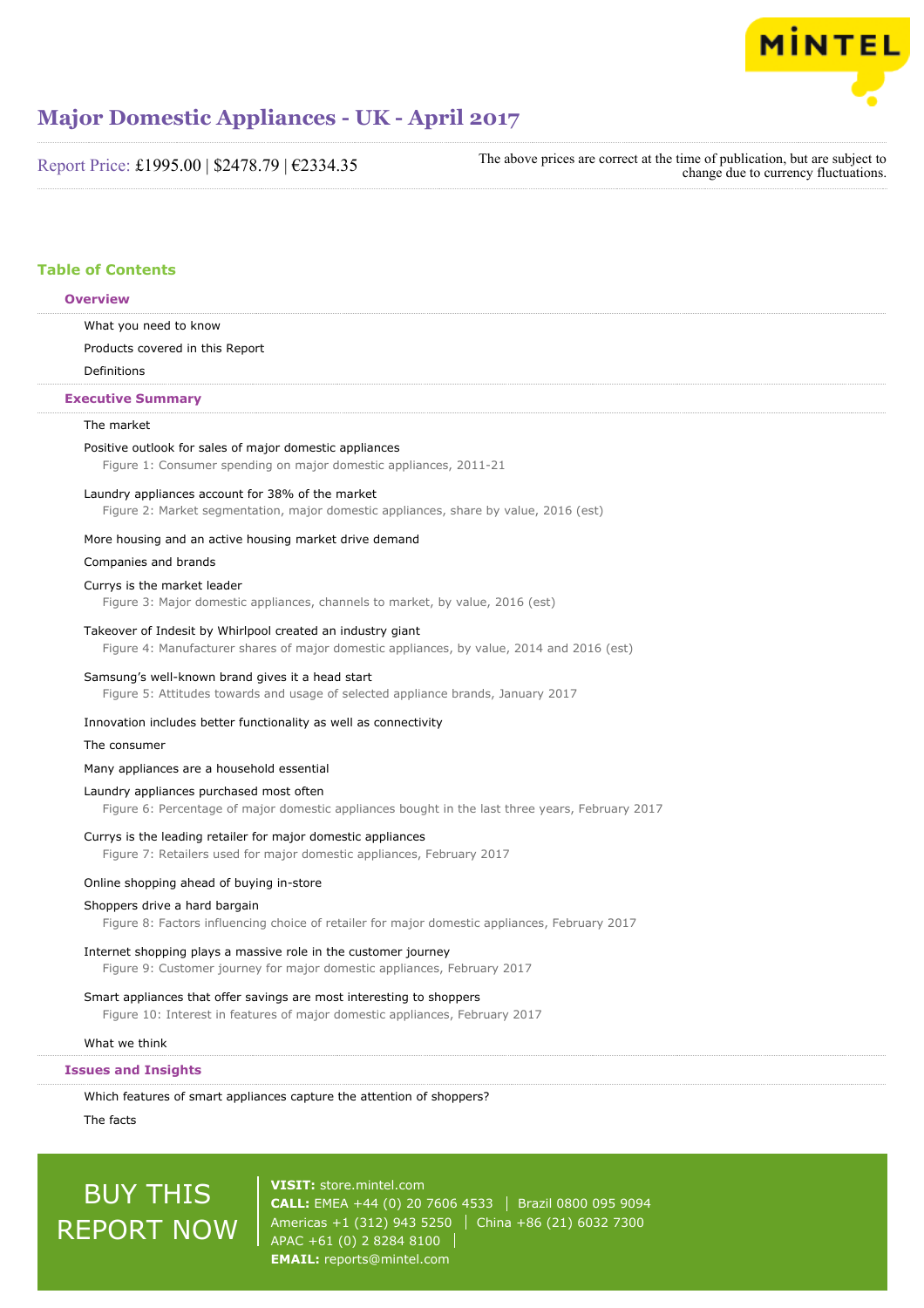# Major Domestic Appliances - UK - April 2017

Report Price: £1995.00 | $2478.79 | €2334.35

The above prices are correct at the time of publication, but are subject to change due to currency fluctuations.

## Table of Contents

### Overview

What you need to know

Products covered in this Report

Definitions

### Executive Summary

The market

Positive outlook for sales of major domestic appliances

Figure 1: Consumer spending on major domestic appliances, 2011-21

Laundry appliances account for 38% of the market

Figure 2: Market segmentation, major domestic appliances, share by value, 2016 (est)

More housing and an active housing market drive demand

Companies and brands

Currys is the market leader

Figure 3: Major domestic appliances, channels to market, by value, 2016 (est)

Takeover of Indesit by Whirlpool created an industry giant

Figure 4: Manufacturer shares of major domestic appliances, by value, 2014 and 2016 (est)

Samsung's well-known brand gives it a head start

Figure 5: Attitudes towards and usage of selected appliance brands, January 2017

Innovation includes better functionality as well as connectivity

The consumer

Many appliances are a household essential

Laundry appliances purchased most often

Figure 6: Percentage of major domestic appliances bought in the last three years, February 2017

Currys is the leading retailer for major domestic appliances

Figure 7: Retailers used for major domestic appliances, February 2017

Online shopping ahead of buying in-store

Shoppers drive a hard bargain

Figure 8: Factors influencing choice of retailer for major domestic appliances, February 2017

Internet shopping plays a massive role in the customer journey

Figure 9: Customer journey for major domestic appliances, February 2017

Smart appliances that offer savings are most interesting to shoppers

Figure 10: Interest in features of major domestic appliances, February 2017

What we think

### Issues and Insights

Which features of smart appliances capture the attention of shoppers?

The facts

BUY THIS REPORT NOW

**VISIT:** store.mintel.com
**CALL:** EMEA +44 (0) 20 7606 4533 | Brazil 0800 095 9094
Americas +1 (312) 943 5250 | China +86 (21) 6032 7300
APAC +61 (0) 2 8284 8100
**EMAIL:** reports@mintel.com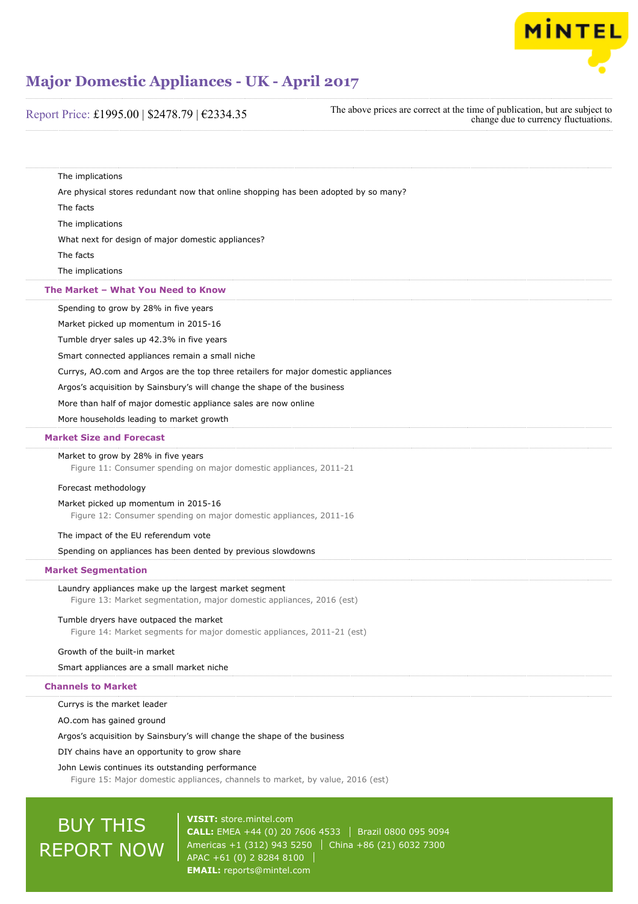The implications

Are physical stores redundant now that online shopping has been adopted by so many?

The facts

The implications

What next for design of major domestic appliances?

The facts

The implications

## The Market – What You Need to Know

Spending to grow by 28% in five years

Market picked up momentum in 2015-16

Tumble dryer sales up 42.3% in five years

Smart connected appliances remain a small niche

Currys, AO.com and Argos are the top three retailers for major domestic appliances

Argos's acquisition by Sainsbury's will change the shape of the business

More than half of major domestic appliance sales are now online

More households leading to market growth

## Market Size and Forecast

Market to grow by 28% in five years

Figure 11: Consumer spending on major domestic appliances, 2011-21

Forecast methodology

Market picked up momentum in 2015-16

Figure 12: Consumer spending on major domestic appliances, 2011-16

The impact of the EU referendum vote

Spending on appliances has been dented by previous slowdowns

## Market Segmentation

Laundry appliances make up the largest market segment

Figure 13: Market segmentation, major domestic appliances, 2016 (est)

Tumble dryers have outpaced the market

Figure 14: Market segments for major domestic appliances, 2011-21 (est)

Growth of the built-in market

Smart appliances are a small market niche

## Channels to Market

Currys is the market leader

AO.com has gained ground

Argos's acquisition by Sainsbury's will change the shape of the business

DIY chains have an opportunity to grow share

John Lewis continues its outstanding performance

Figure 15: Major domestic appliances, channels to market, by value, 2016 (est)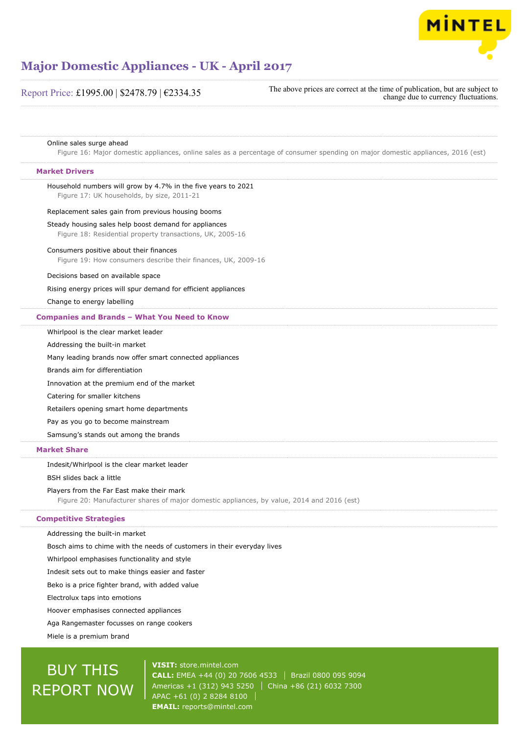Online sales surge ahead

Figure 16: Major domestic appliances, online sales as a percentage of consumer spending on major domestic appliances, 2016 (est)

## Market Drivers

Household numbers will grow by 4.7% in the five years to 2021

Figure 17: UK households, by size, 2011-21

Replacement sales gain from previous housing booms

Steady housing sales help boost demand for appliances

Figure 18: Residential property transactions, UK, 2005-16

Consumers positive about their finances

Figure 19: How consumers describe their finances, UK, 2009-16

Decisions based on available space

Rising energy prices will spur demand for efficient appliances

Change to energy labelling

## Companies and Brands – What You Need to Know

Whirlpool is the clear market leader

Addressing the built-in market

Many leading brands now offer smart connected appliances

Brands aim for differentiation

Innovation at the premium end of the market

Catering for smaller kitchens

Retailers opening smart home departments

Pay as you go to become mainstream

Samsung's stands out among the brands

## Market Share

Indesit/Whirlpool is the clear market leader

BSH slides back a little

Players from the Far East make their mark

Figure 20: Manufacturer shares of major domestic appliances, by value, 2014 and 2016 (est)

## Competitive Strategies

Addressing the built-in market

Bosch aims to chime with the needs of customers in their everyday lives

Whirlpool emphasises functionality and style

Indesit sets out to make things easier and faster

Beko is a price fighter brand, with added value

Electrolux taps into emotions

Hoover emphasises connected appliances

Aga Rangemaster focusses on range cookers

Miele is a premium brand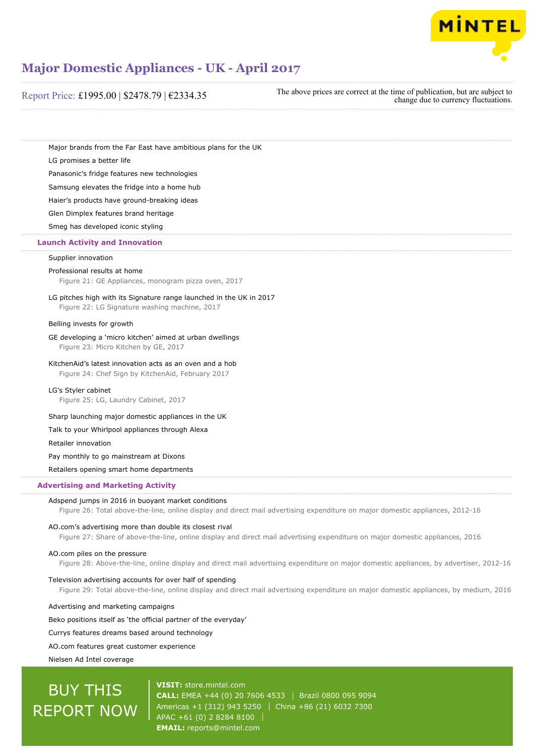Major brands from the Far East have ambitious plans for the UK

LG promises a better life

Panasonic's fridge features new technologies

Samsung elevates the fridge into a home hub

Haier's products have ground-breaking ideas

Glen Dimplex features brand heritage

Smeg has developed iconic styling

## Launch Activity and Innovation

Supplier innovation

Professional results at home

Figure 21: GE Appliances, monogram pizza oven, 2017

LG pitches high with its Signature range launched in the UK in 2017

Figure 22: LG Signature washing machine, 2017

Belling invests for growth

GE developing a 'micro kitchen' aimed at urban dwellings

Figure 23: Micro Kitchen by GE, 2017

KitchenAid's latest innovation acts as an oven and a hob

Figure 24: Chef Sign by KitchenAid, February 2017

LG's Styler cabinet

Figure 25: LG, Laundry Cabinet, 2017

Sharp launching major domestic appliances in the UK

Talk to your Whirlpool appliances through Alexa

Retailer innovation

Pay monthly to go mainstream at Dixons

Retailers opening smart home departments

## Advertising and Marketing Activity

Adspend jumps in 2016 in buoyant market conditions

Figure 26: Total above-the-line, online display and direct mail advertising expenditure on major domestic appliances, 2012-16

AO.com's advertising more than double its closest rival

Figure 27: Share of above-the-line, online display and direct mail advertising expenditure on major domestic appliances, 2016

AO.com piles on the pressure

Figure 28: Above-the-line, online display and direct mail advertising expenditure on major domestic appliances, by advertiser, 2012-16

Television advertising accounts for over half of spending

Figure 29: Total above-the-line, online display and direct mail advertising expenditure on major domestic appliances, by medium, 2016

Advertising and marketing campaigns

Beko positions itself as 'the official partner of the everyday'

Currys features dreams based around technology

AO.com features great customer experience

Nielsen Ad Intel coverage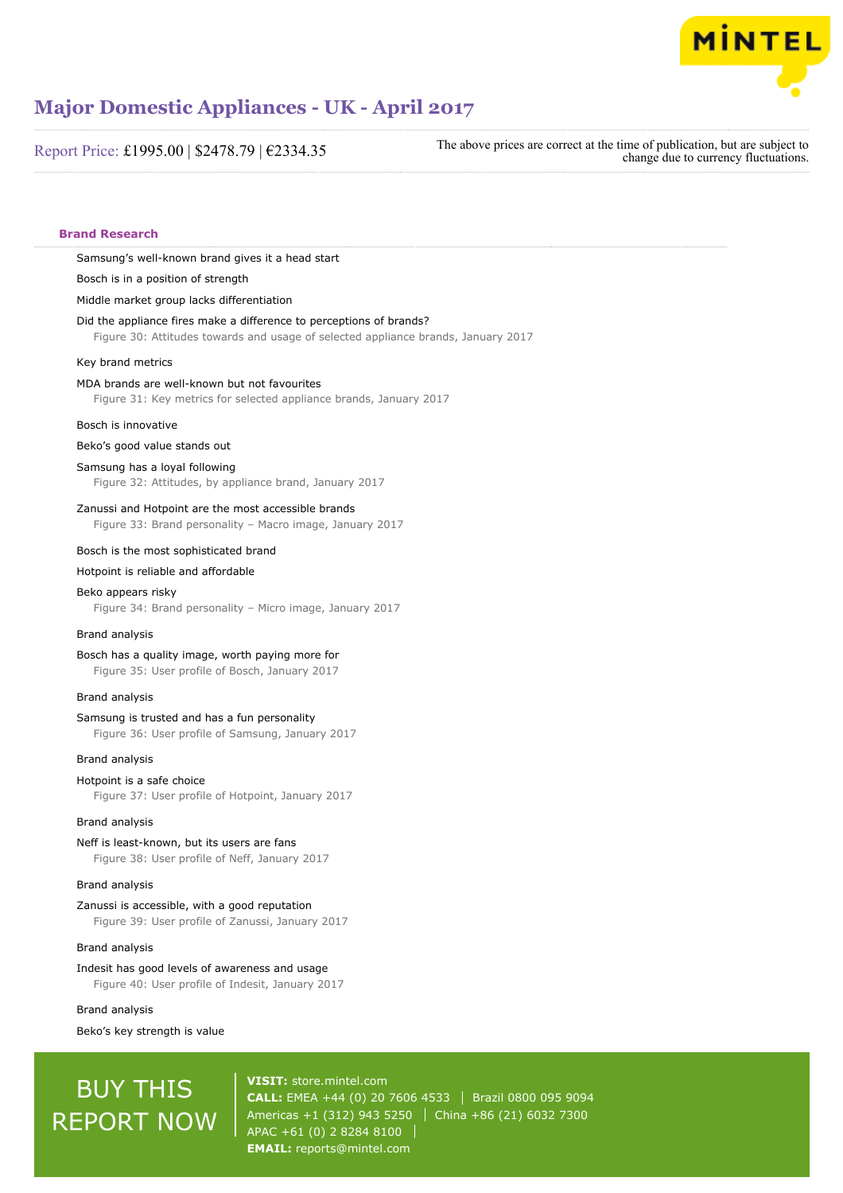# Major Domestic Appliances - UK - April 2017

Report Price: £1995.00 | $2478.79 | €2334.35

The above prices are correct at the time of publication, but are subject to change due to currency fluctuations.

## Brand Research

Samsung's well-known brand gives it a head start

Bosch is in a position of strength

Middle market group lacks differentiation

Did the appliance fires make a difference to perceptions of brands?

Figure 30: Attitudes towards and usage of selected appliance brands, January 2017

Key brand metrics

MDA brands are well-known but not favourites

Figure 31: Key metrics for selected appliance brands, January 2017

Bosch is innovative

Beko's good value stands out

Samsung has a loyal following

Figure 32: Attitudes, by appliance brand, January 2017

Zanussi and Hotpoint are the most accessible brands

Figure 33: Brand personality – Macro image, January 2017

Bosch is the most sophisticated brand

Hotpoint is reliable and affordable

Beko appears risky

Figure 34: Brand personality – Micro image, January 2017

Brand analysis

Bosch has a quality image, worth paying more for

Figure 35: User profile of Bosch, January 2017

Brand analysis

Samsung is trusted and has a fun personality

Figure 36: User profile of Samsung, January 2017

Brand analysis

Hotpoint is a safe choice

Figure 37: User profile of Hotpoint, January 2017

Brand analysis

Neff is least-known, but its users are fans

Figure 38: User profile of Neff, January 2017

Brand analysis

Zanussi is accessible, with a good reputation

Figure 39: User profile of Zanussi, January 2017

Brand analysis

Indesit has good levels of awareness and usage

Figure 40: User profile of Indesit, January 2017

Brand analysis

Beko's key strength is value

BUY THIS REPORT NOW

**VISIT:** store.mintel.com
**CALL:** EMEA +44 (0) 20 7606 4533 | Brazil 0800 095 9094
Americas +1 (312) 943 5250 | China +86 (21) 6032 7300
APAC +61 (0) 2 8284 8100
**EMAIL:** reports@mintel.com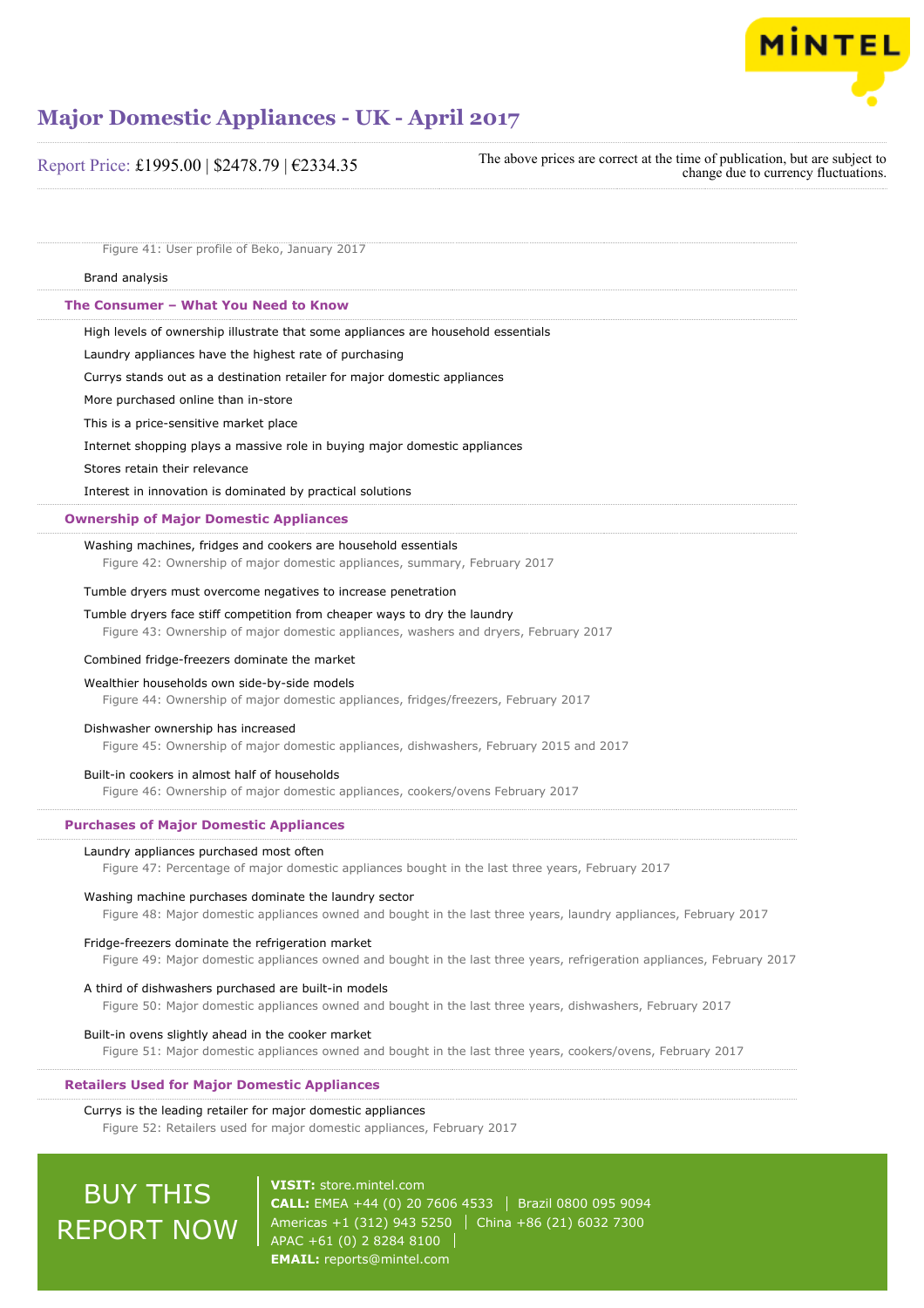Figure 41: User profile of Beko, January 2017

Brand analysis

## The Consumer – What You Need to Know

High levels of ownership illustrate that some appliances are household essentials

Laundry appliances have the highest rate of purchasing

Currys stands out as a destination retailer for major domestic appliances

More purchased online than in-store

This is a price-sensitive market place

Internet shopping plays a massive role in buying major domestic appliances

Stores retain their relevance

Interest in innovation is dominated by practical solutions

## Ownership of Major Domestic Appliances

Washing machines, fridges and cookers are household essentials

Figure 42: Ownership of major domestic appliances, summary, February 2017

Tumble dryers must overcome negatives to increase penetration

Tumble dryers face stiff competition from cheaper ways to dry the laundry

Figure 43: Ownership of major domestic appliances, washers and dryers, February 2017

Combined fridge-freezers dominate the market

Wealthier households own side-by-side models

Figure 44: Ownership of major domestic appliances, fridges/freezers, February 2017

Dishwasher ownership has increased

Figure 45: Ownership of major domestic appliances, dishwashers, February 2015 and 2017

Built-in cookers in almost half of households

Figure 46: Ownership of major domestic appliances, cookers/ovens February 2017

## Purchases of Major Domestic Appliances

Laundry appliances purchased most often

Figure 47: Percentage of major domestic appliances bought in the last three years, February 2017

Washing machine purchases dominate the laundry sector

Figure 48: Major domestic appliances owned and bought in the last three years, laundry appliances, February 2017

Fridge-freezers dominate the refrigeration market

Figure 49: Major domestic appliances owned and bought in the last three years, refrigeration appliances, February 2017

A third of dishwashers purchased are built-in models

Figure 50: Major domestic appliances owned and bought in the last three years, dishwashers, February 2017

Built-in ovens slightly ahead in the cooker market

Figure 51: Major domestic appliances owned and bought in the last three years, cookers/ovens, February 2017

## Retailers Used for Major Domestic Appliances

Currys is the leading retailer for major domestic appliances

Figure 52: Retailers used for major domestic appliances, February 2017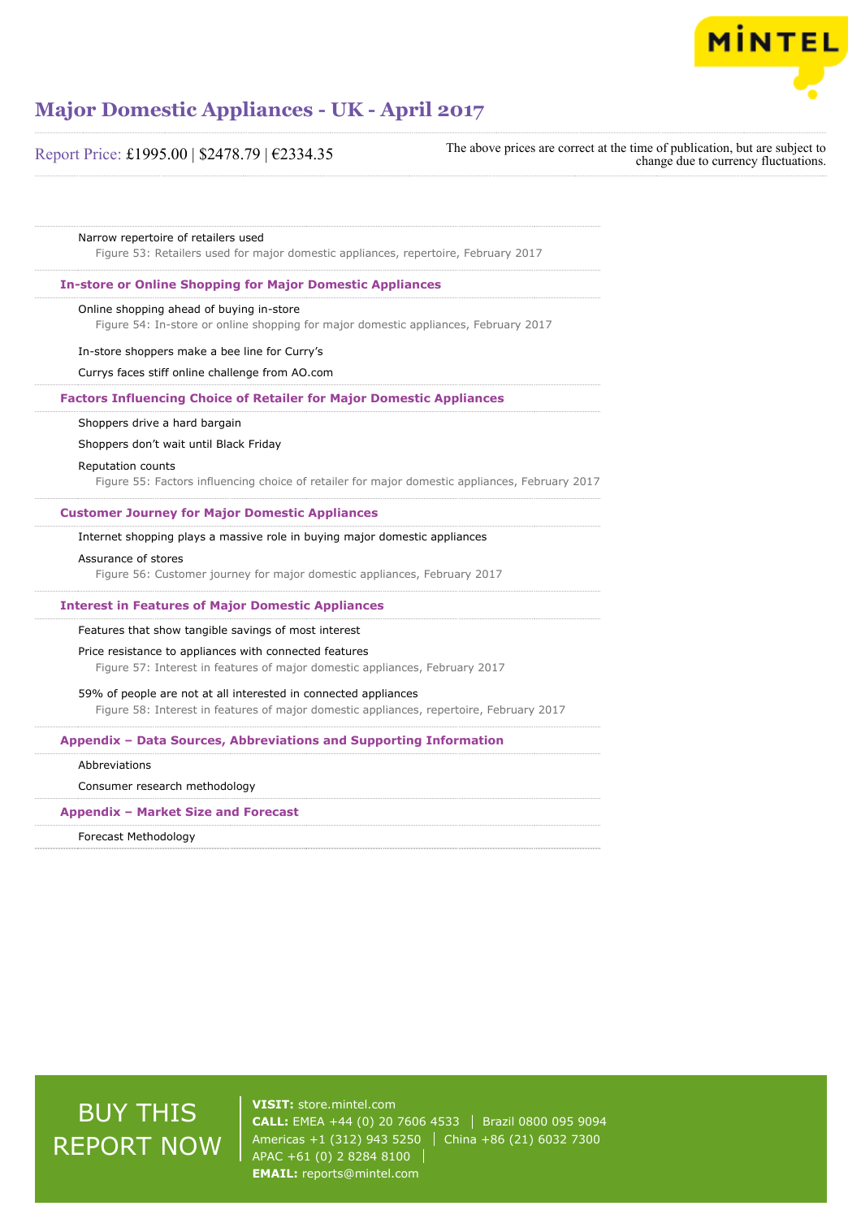Narrow repertoire of retailers used

Figure 53: Retailers used for major domestic appliances, repertoire, February 2017

## In-store or Online Shopping for Major Domestic Appliances

Online shopping ahead of buying in-store

Figure 54: In-store or online shopping for major domestic appliances, February 2017

In-store shoppers make a bee line for Curry's

Currys faces stiff online challenge from AO.com

## Factors Influencing Choice of Retailer for Major Domestic Appliances

Shoppers drive a hard bargain

Shoppers don't wait until Black Friday

Reputation counts

Figure 55: Factors influencing choice of retailer for major domestic appliances, February 2017

## Customer Journey for Major Domestic Appliances

Internet shopping plays a massive role in buying major domestic appliances

Assurance of stores

Figure 56: Customer journey for major domestic appliances, February 2017

## Interest in Features of Major Domestic Appliances

Features that show tangible savings of most interest

Price resistance to appliances with connected features

Figure 57: Interest in features of major domestic appliances, February 2017

59% of people are not at all interested in connected appliances

Figure 58: Interest in features of major domestic appliances, repertoire, February 2017

## Appendix – Data Sources, Abbreviations and Supporting Information

Abbreviations

Consumer research methodology

## Appendix – Market Size and Forecast

Forecast Methodology